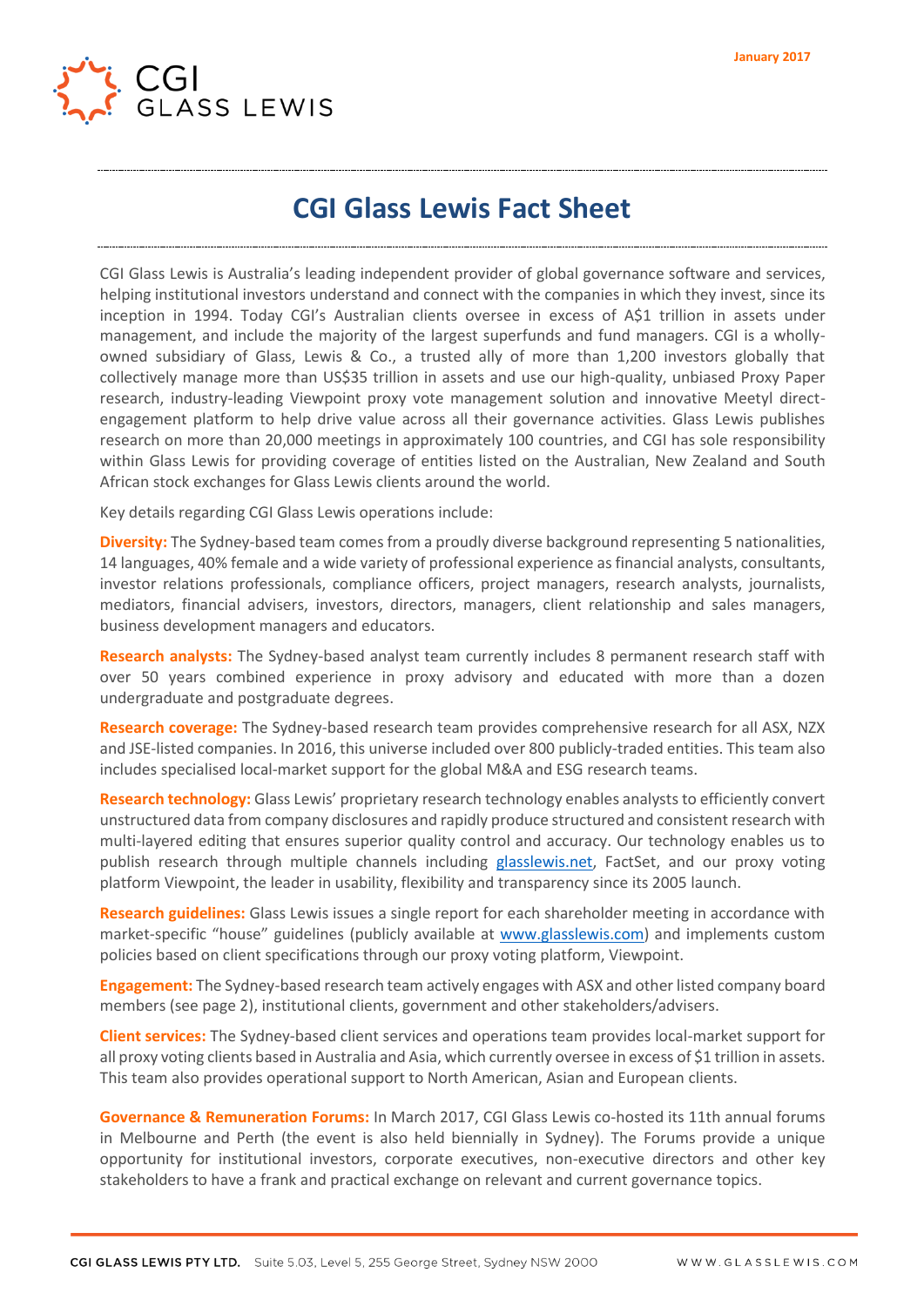January 2017

# CGI Glass Lewis Fact Sheet

CGI Glass Lewis is Australia's leading independent provider of global governance software and services, helping institutional investors understand and connect with the companies in which they invest, since its inception in 1994. Today CGI's Australian clients oversee in excess of A$1 trillion in assets under management, and include the majority of the largest superfunds and fund managers. CGI is a wholly-owned subsidiary of Glass, Lewis & Co., a trusted ally of more than 1,200 investors globally that collectively manage more than US$35 trillion in assets and use our high-quality, unbiased Proxy Paper research, industry-leading Viewpoint proxy vote management solution and innovative Meetyl direct-engagement platform to help drive value across all their governance activities. Glass Lewis publishes research on more than 20,000 meetings in approximately 100 countries, and CGI has sole responsibility within Glass Lewis for providing coverage of entities listed on the Australian, New Zealand and South African stock exchanges for Glass Lewis clients around the world.

Key details regarding CGI Glass Lewis operations include:

**Diversity:** The Sydney-based team comes from a proudly diverse background representing 5 nationalities, 14 languages, 40% female and a wide variety of professional experience as financial analysts, consultants, investor relations professionals, compliance officers, project managers, research analysts, journalists, mediators, financial advisers, investors, directors, managers, client relationship and sales managers, business development managers and educators.

**Research analysts:** The Sydney-based analyst team currently includes 8 permanent research staff with over 50 years combined experience in proxy advisory and educated with more than a dozen undergraduate and postgraduate degrees.

**Research coverage:** The Sydney-based research team provides comprehensive research for all ASX, NZX and JSE-listed companies. In 2016, this universe included over 800 publicly-traded entities. This team also includes specialised local-market support for the global M&A and ESG research teams.

**Research technology:** Glass Lewis' proprietary research technology enables analysts to efficiently convert unstructured data from company disclosures and rapidly produce structured and consistent research with multi-layered editing that ensures superior quality control and accuracy. Our technology enables us to publish research through multiple channels including glasslewis.net, FactSet, and our proxy voting platform Viewpoint, the leader in usability, flexibility and transparency since its 2005 launch.

**Research guidelines:** Glass Lewis issues a single report for each shareholder meeting in accordance with market-specific "house" guidelines (publicly available at www.glasslewis.com) and implements custom policies based on client specifications through our proxy voting platform, Viewpoint.

**Engagement:** The Sydney-based research team actively engages with ASX and other listed company board members (see page 2), institutional clients, government and other stakeholders/advisers.

**Client services:** The Sydney-based client services and operations team provides local-market support for all proxy voting clients based in Australia and Asia, which currently oversee in excess of $1 trillion in assets. This team also provides operational support to North American, Asian and European clients.

**Governance & Remuneration Forums:** In March 2017, CGI Glass Lewis co-hosted its 11th annual forums in Melbourne and Perth (the event is also held biennially in Sydney). The Forums provide a unique opportunity for institutional investors, corporate executives, non-executive directors and other key stakeholders to have a frank and practical exchange on relevant and current governance topics.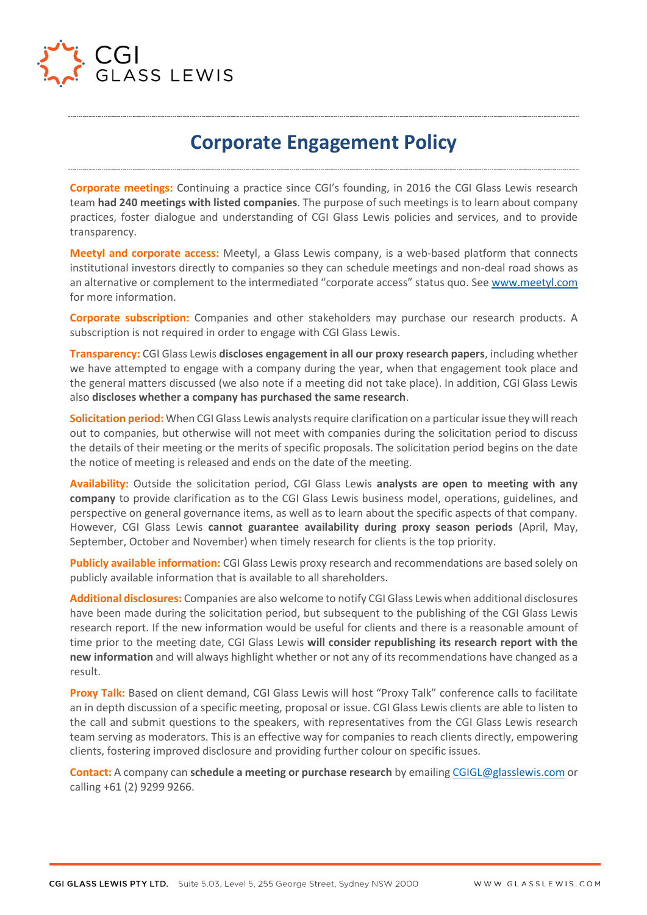# Corporate Engagement Policy

**Corporate meetings:** Continuing a practice since CGI's founding, in 2016 the CGI Glass Lewis research team **had 240 meetings with listed companies**. The purpose of such meetings is to learn about company practices, foster dialogue and understanding of CGI Glass Lewis policies and services, and to provide transparency.

**Meetyl and corporate access:** Meetyl, a Glass Lewis company, is a web-based platform that connects institutional investors directly to companies so they can schedule meetings and non-deal road shows as an alternative or complement to the intermediated "corporate access" status quo. See [www.meetyl.com](http://www.meetyl.com) for more information.

**Corporate subscription:** Companies and other stakeholders may purchase our research products. A subscription is not required in order to engage with CGI Glass Lewis.

**Transparency:** CGI Glass Lewis **discloses engagement in all our proxy research papers**, including whether we have attempted to engage with a company during the year, when that engagement took place and the general matters discussed (we also note if a meeting did not take place). In addition, CGI Glass Lewis also **discloses whether a company has purchased the same research**.

**Solicitation period:** When CGI Glass Lewis analysts require clarification on a particular issue they will reach out to companies, but otherwise will not meet with companies during the solicitation period to discuss the details of their meeting or the merits of specific proposals. The solicitation period begins on the date the notice of meeting is released and ends on the date of the meeting.

**Availability:** Outside the solicitation period, CGI Glass Lewis **analysts are open to meeting with any company** to provide clarification as to the CGI Glass Lewis business model, operations, guidelines, and perspective on general governance items, as well as to learn about the specific aspects of that company. However, CGI Glass Lewis **cannot guarantee availability during proxy season periods** (April, May, September, October and November) when timely research for clients is the top priority.

**Publicly available information:** CGI Glass Lewis proxy research and recommendations are based solely on publicly available information that is available to all shareholders.

**Additional disclosures:** Companies are also welcome to notify CGI Glass Lewis when additional disclosures have been made during the solicitation period, but subsequent to the publishing of the CGI Glass Lewis research report. If the new information would be useful for clients and there is a reasonable amount of time prior to the meeting date, CGI Glass Lewis **will consider republishing its research report with the new information** and will always highlight whether or not any of its recommendations have changed as a result.

**Proxy Talk:** Based on client demand, CGI Glass Lewis will host "Proxy Talk" conference calls to facilitate an in depth discussion of a specific meeting, proposal or issue. CGI Glass Lewis clients are able to listen to the call and submit questions to the speakers, with representatives from the CGI Glass Lewis research team serving as moderators. This is an effective way for companies to reach clients directly, empowering clients, fostering improved disclosure and providing further colour on specific issues.

**Contact:** A company can **schedule a meeting or purchase research** by emailing [CGIGL@glasslewis.com](mailto:CGIGL@glasslewis.com) or calling +61 (2) 9299 9266.